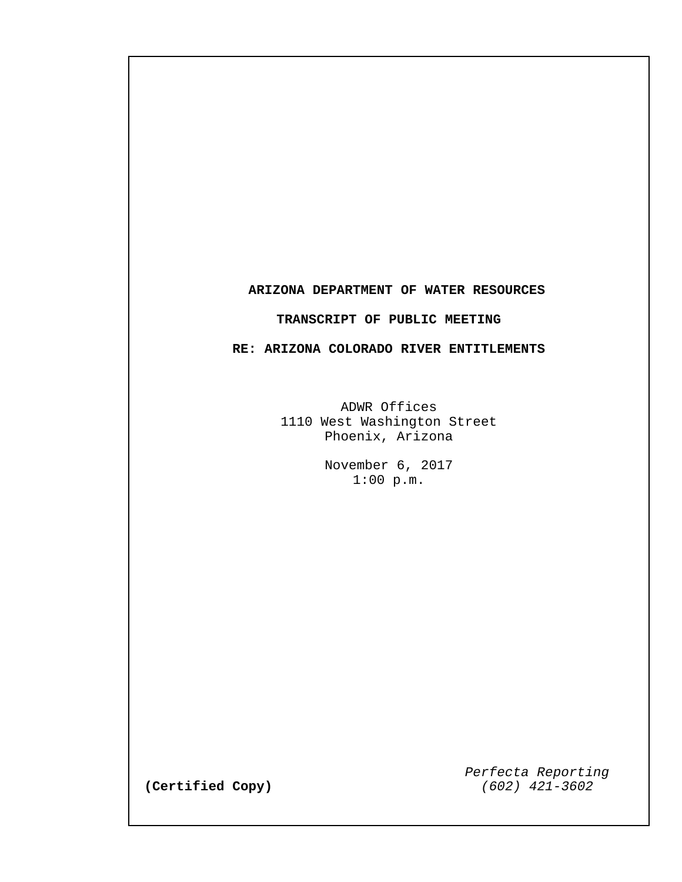# ARIZONA DEPARTMENT OF WATER RESOURCES

## TRANSCRIPT OF PUBLIC MEETING

## RE: ARIZONA COLORADO RIVER ENTITLEMENTS

ADWR Offices
1110 West Washington Street
Phoenix, Arizona

November 6, 2017
1:00 p.m.

**(Certified Copy)**

*Perfecta Reporting*
*(602) 421-3602*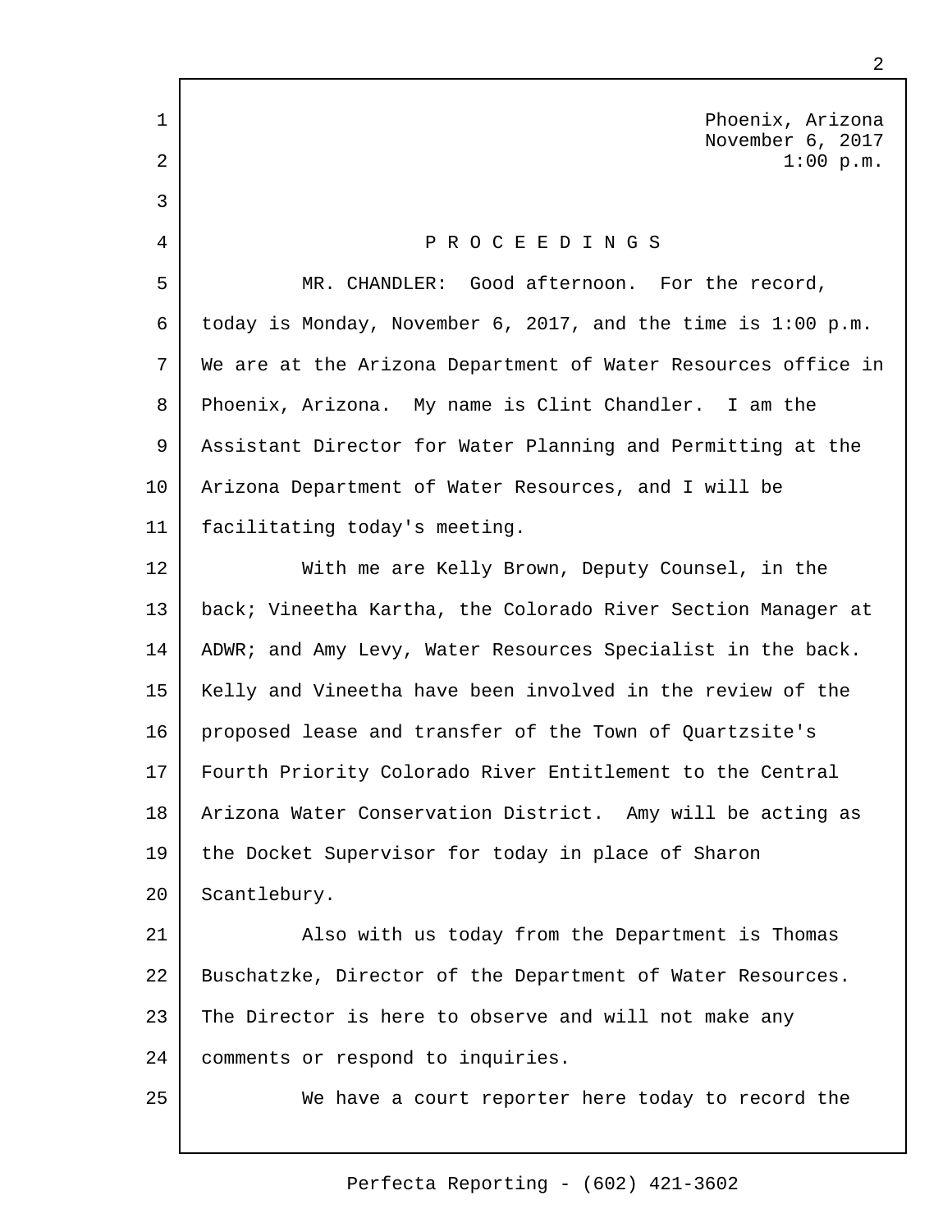Phoenix, Arizona
November 6, 2017
1:00 p.m.

P R O C E E D I N G S

MR. CHANDLER: Good afternoon. For the record, today is Monday, November 6, 2017, and the time is 1:00 p.m. We are at the Arizona Department of Water Resources office in Phoenix, Arizona. My name is Clint Chandler. I am the Assistant Director for Water Planning and Permitting at the Arizona Department of Water Resources, and I will be facilitating today's meeting.

With me are Kelly Brown, Deputy Counsel, in the back; Vineetha Kartha, the Colorado River Section Manager at ADWR; and Amy Levy, Water Resources Specialist in the back. Kelly and Vineetha have been involved in the review of the proposed lease and transfer of the Town of Quartzsite's Fourth Priority Colorado River Entitlement to the Central Arizona Water Conservation District. Amy will be acting as the Docket Supervisor for today in place of Sharon Scantlebury.

Also with us today from the Department is Thomas Buschatzke, Director of the Department of Water Resources. The Director is here to observe and will not make any comments or respond to inquiries.

We have a court reporter here today to record the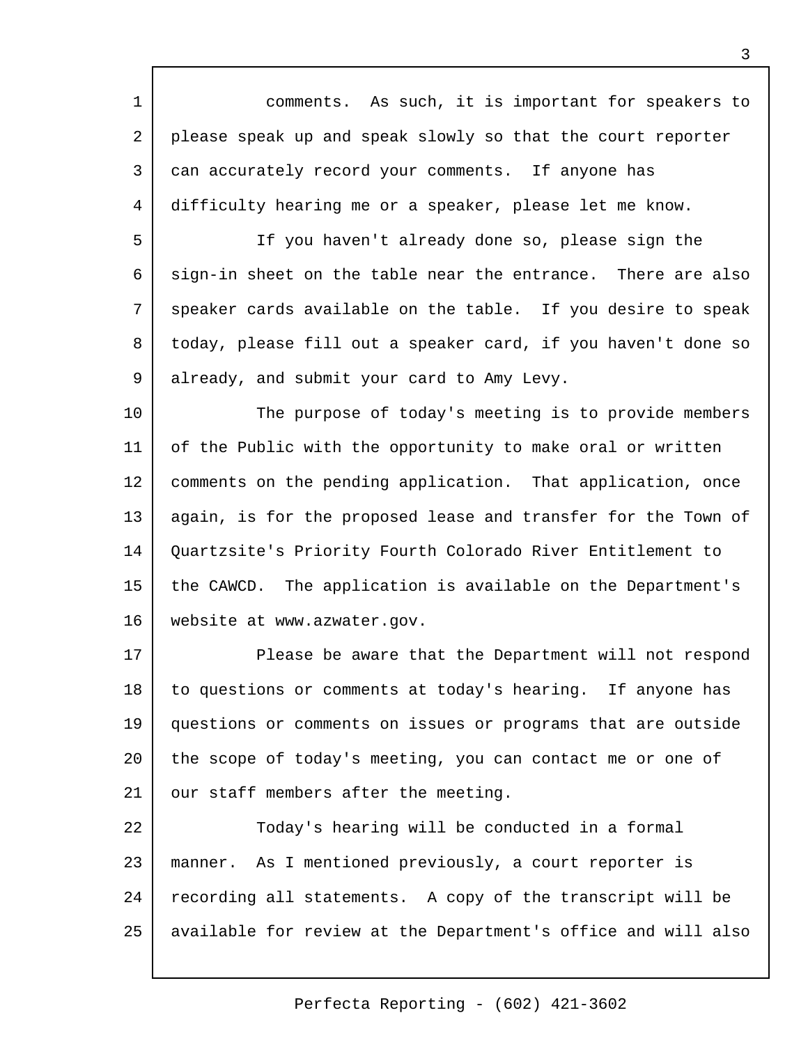comments. As such, it is important for speakers to please speak up and speak slowly so that the court reporter can accurately record your comments. If anyone has difficulty hearing me or a speaker, please let me know.

If you haven't already done so, please sign the sign-in sheet on the table near the entrance. There are also speaker cards available on the table. If you desire to speak today, please fill out a speaker card, if you haven't done so already, and submit your card to Amy Levy.

The purpose of today's meeting is to provide members of the Public with the opportunity to make oral or written comments on the pending application. That application, once again, is for the proposed lease and transfer for the Town of Quartzsite's Priority Fourth Colorado River Entitlement to the CAWCD. The application is available on the Department's website at www.azwater.gov.

Please be aware that the Department will not respond to questions or comments at today's hearing. If anyone has questions or comments on issues or programs that are outside the scope of today's meeting, you can contact me or one of our staff members after the meeting.

Today's hearing will be conducted in a formal manner. As I mentioned previously, a court reporter is recording all statements. A copy of the transcript will be available for review at the Department's office and will also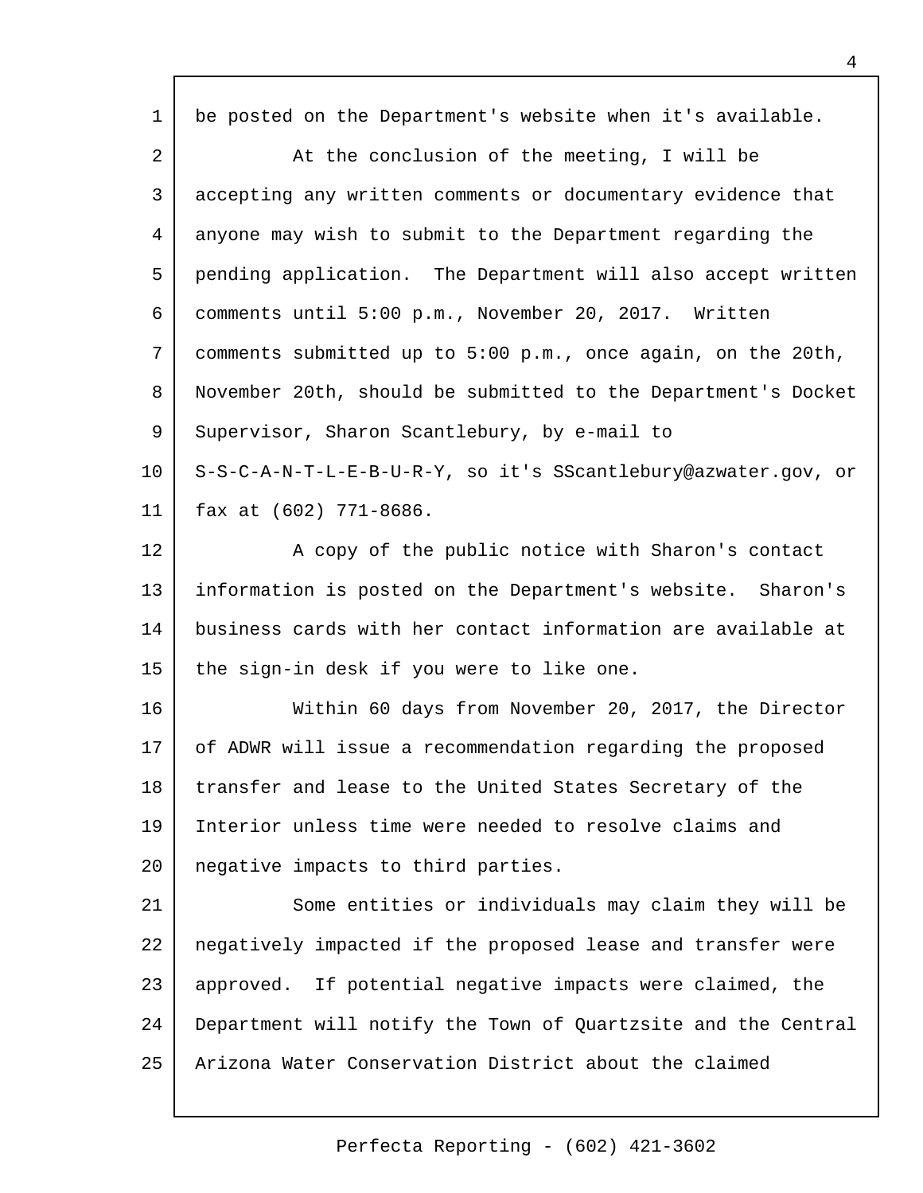be posted on the Department's website when it's available.

At the conclusion of the meeting, I will be accepting any written comments or documentary evidence that anyone may wish to submit to the Department regarding the pending application. The Department will also accept written comments until 5:00 p.m., November 20, 2017. Written comments submitted up to 5:00 p.m., once again, on the 20th, November 20th, should be submitted to the Department's Docket Supervisor, Sharon Scantlebury, by e-mail to S-S-C-A-N-T-L-E-B-U-R-Y, so it's SScantlebury@azwater.gov, or fax at (602) 771-8686.

A copy of the public notice with Sharon's contact information is posted on the Department's website. Sharon's business cards with her contact information are available at the sign-in desk if you were to like one.

Within 60 days from November 20, 2017, the Director of ADWR will issue a recommendation regarding the proposed transfer and lease to the United States Secretary of the Interior unless time were needed to resolve claims and negative impacts to third parties.

Some entities or individuals may claim they will be negatively impacted if the proposed lease and transfer were approved. If potential negative impacts were claimed, the Department will notify the Town of Quartzsite and the Central Arizona Water Conservation District about the claimed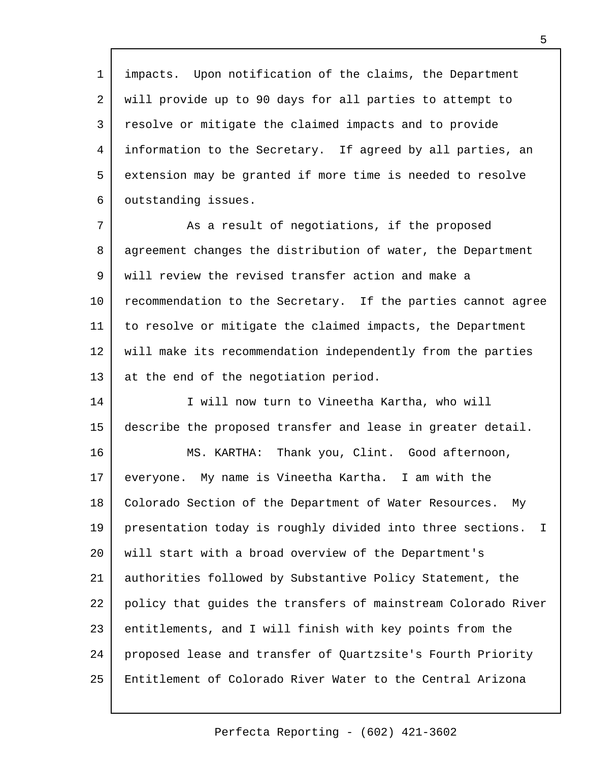impacts. Upon notification of the claims, the Department will provide up to 90 days for all parties to attempt to resolve or mitigate the claimed impacts and to provide information to the Secretary. If agreed by all parties, an extension may be granted if more time is needed to resolve outstanding issues.

As a result of negotiations, if the proposed agreement changes the distribution of water, the Department will review the revised transfer action and make a recommendation to the Secretary. If the parties cannot agree to resolve or mitigate the claimed impacts, the Department will make its recommendation independently from the parties at the end of the negotiation period.

I will now turn to Vineetha Kartha, who will describe the proposed transfer and lease in greater detail.

MS. KARTHA: Thank you, Clint. Good afternoon, everyone. My name is Vineetha Kartha. I am with the Colorado Section of the Department of Water Resources. My presentation today is roughly divided into three sections. I will start with a broad overview of the Department's authorities followed by Substantive Policy Statement, the policy that guides the transfers of mainstream Colorado River entitlements, and I will finish with key points from the proposed lease and transfer of Quartzsite's Fourth Priority Entitlement of Colorado River Water to the Central Arizona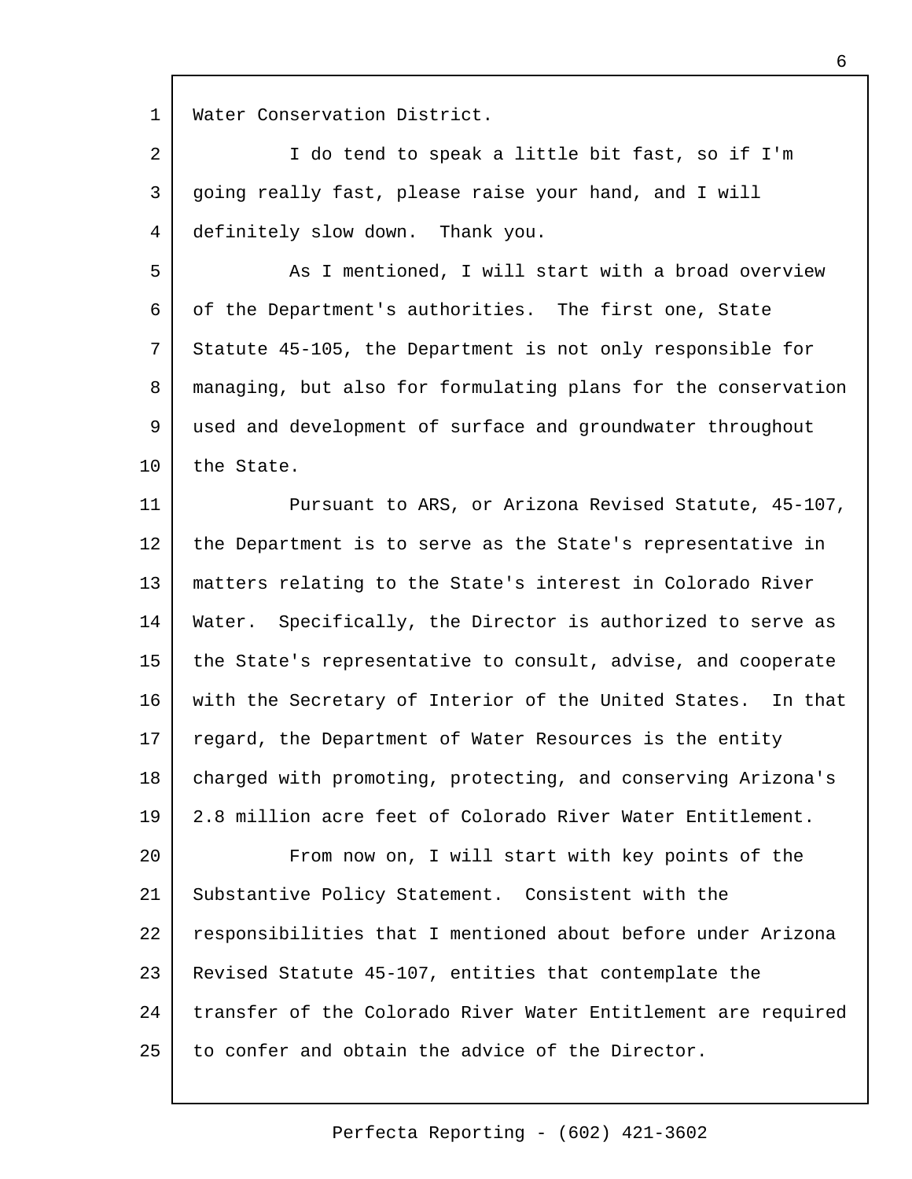Water Conservation District.

I do tend to speak a little bit fast, so if I'm going really fast, please raise your hand, and I will definitely slow down. Thank you.

As I mentioned, I will start with a broad overview of the Department's authorities. The first one, State Statute 45-105, the Department is not only responsible for managing, but also for formulating plans for the conservation used and development of surface and groundwater throughout the State.

Pursuant to ARS, or Arizona Revised Statute, 45-107, the Department is to serve as the State's representative in matters relating to the State's interest in Colorado River Water. Specifically, the Director is authorized to serve as the State's representative to consult, advise, and cooperate with the Secretary of Interior of the United States. In that regard, the Department of Water Resources is the entity charged with promoting, protecting, and conserving Arizona's 2.8 million acre feet of Colorado River Water Entitlement.

From now on, I will start with key points of the Substantive Policy Statement. Consistent with the responsibilities that I mentioned about before under Arizona Revised Statute 45-107, entities that contemplate the transfer of the Colorado River Water Entitlement are required to confer and obtain the advice of the Director.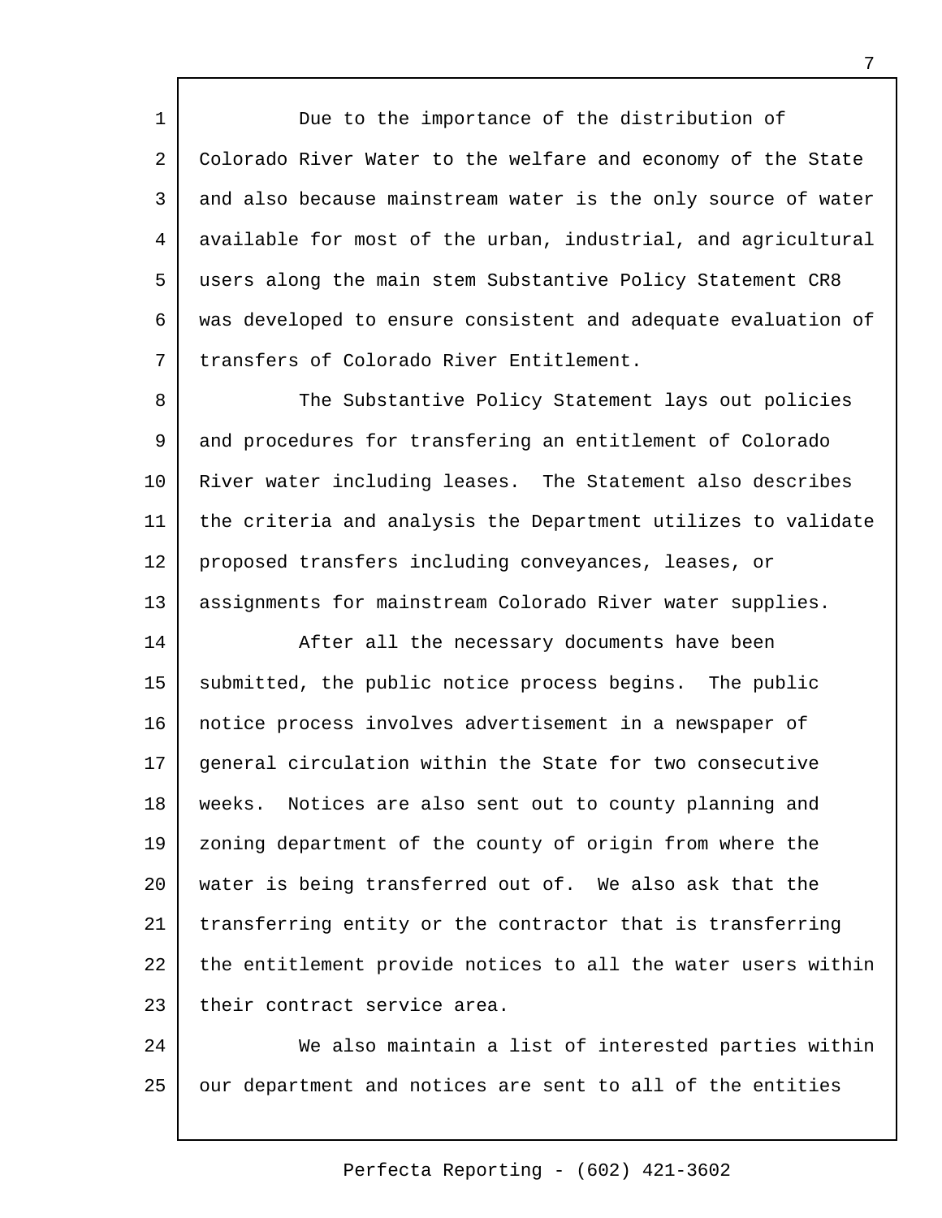Due to the importance of the distribution of Colorado River Water to the welfare and economy of the State and also because mainstream water is the only source of water available for most of the urban, industrial, and agricultural users along the main stem Substantive Policy Statement CR8 was developed to ensure consistent and adequate evaluation of transfers of Colorado River Entitlement.

The Substantive Policy Statement lays out policies and procedures for transfering an entitlement of Colorado River water including leases. The Statement also describes the criteria and analysis the Department utilizes to validate proposed transfers including conveyances, leases, or assignments for mainstream Colorado River water supplies.

After all the necessary documents have been submitted, the public notice process begins. The public notice process involves advertisement in a newspaper of general circulation within the State for two consecutive weeks. Notices are also sent out to county planning and zoning department of the county of origin from where the water is being transferred out of. We also ask that the transferring entity or the contractor that is transferring the entitlement provide notices to all the water users within their contract service area.

We also maintain a list of interested parties within our department and notices are sent to all of the entities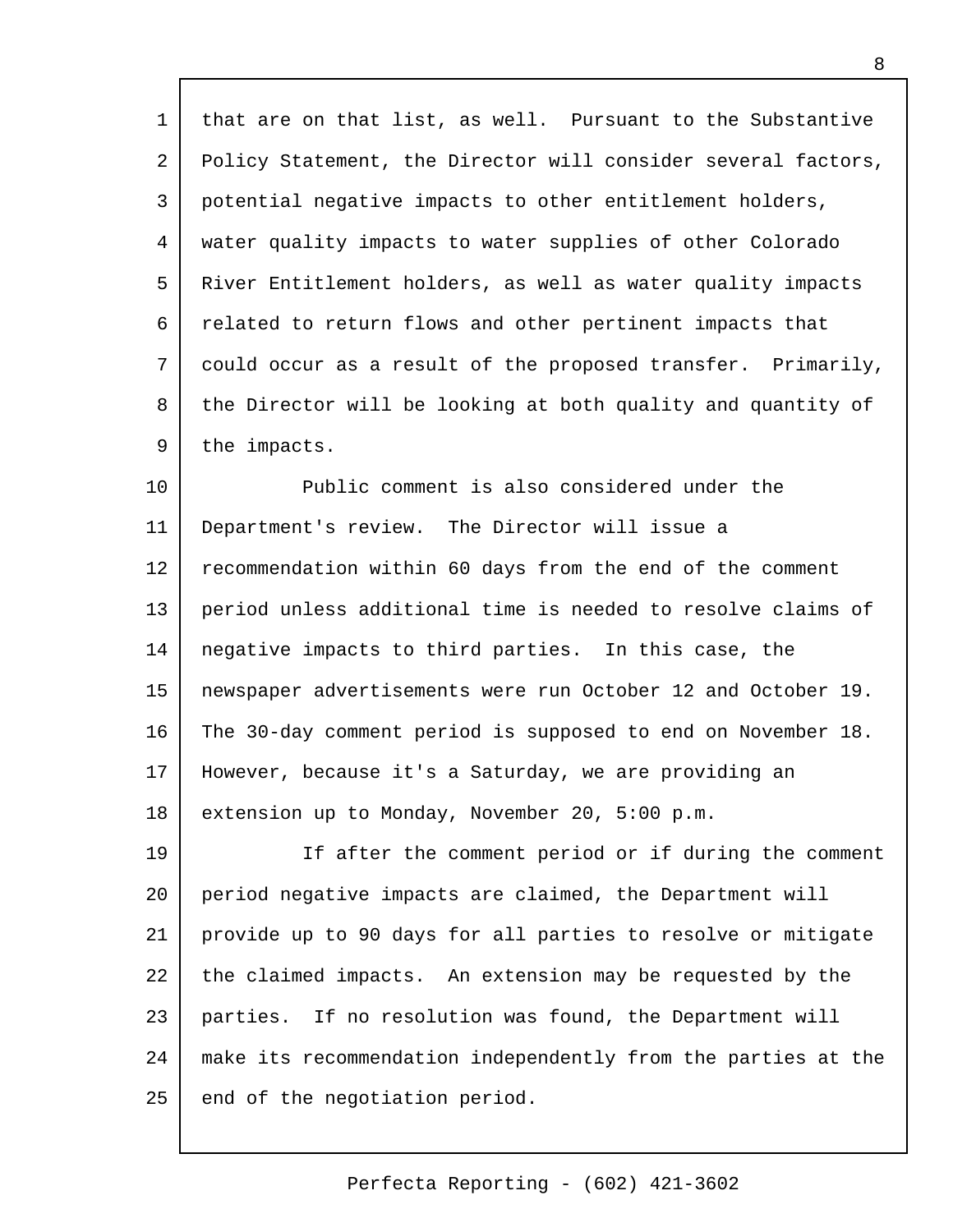that are on that list, as well. Pursuant to the Substantive Policy Statement, the Director will consider several factors, potential negative impacts to other entitlement holders, water quality impacts to water supplies of other Colorado River Entitlement holders, as well as water quality impacts related to return flows and other pertinent impacts that could occur as a result of the proposed transfer. Primarily, the Director will be looking at both quality and quantity of the impacts.

Public comment is also considered under the Department's review. The Director will issue a recommendation within 60 days from the end of the comment period unless additional time is needed to resolve claims of negative impacts to third parties. In this case, the newspaper advertisements were run October 12 and October 19. The 30-day comment period is supposed to end on November 18. However, because it's a Saturday, we are providing an extension up to Monday, November 20, 5:00 p.m.

If after the comment period or if during the comment period negative impacts are claimed, the Department will provide up to 90 days for all parties to resolve or mitigate the claimed impacts. An extension may be requested by the parties. If no resolution was found, the Department will make its recommendation independently from the parties at the end of the negotiation period.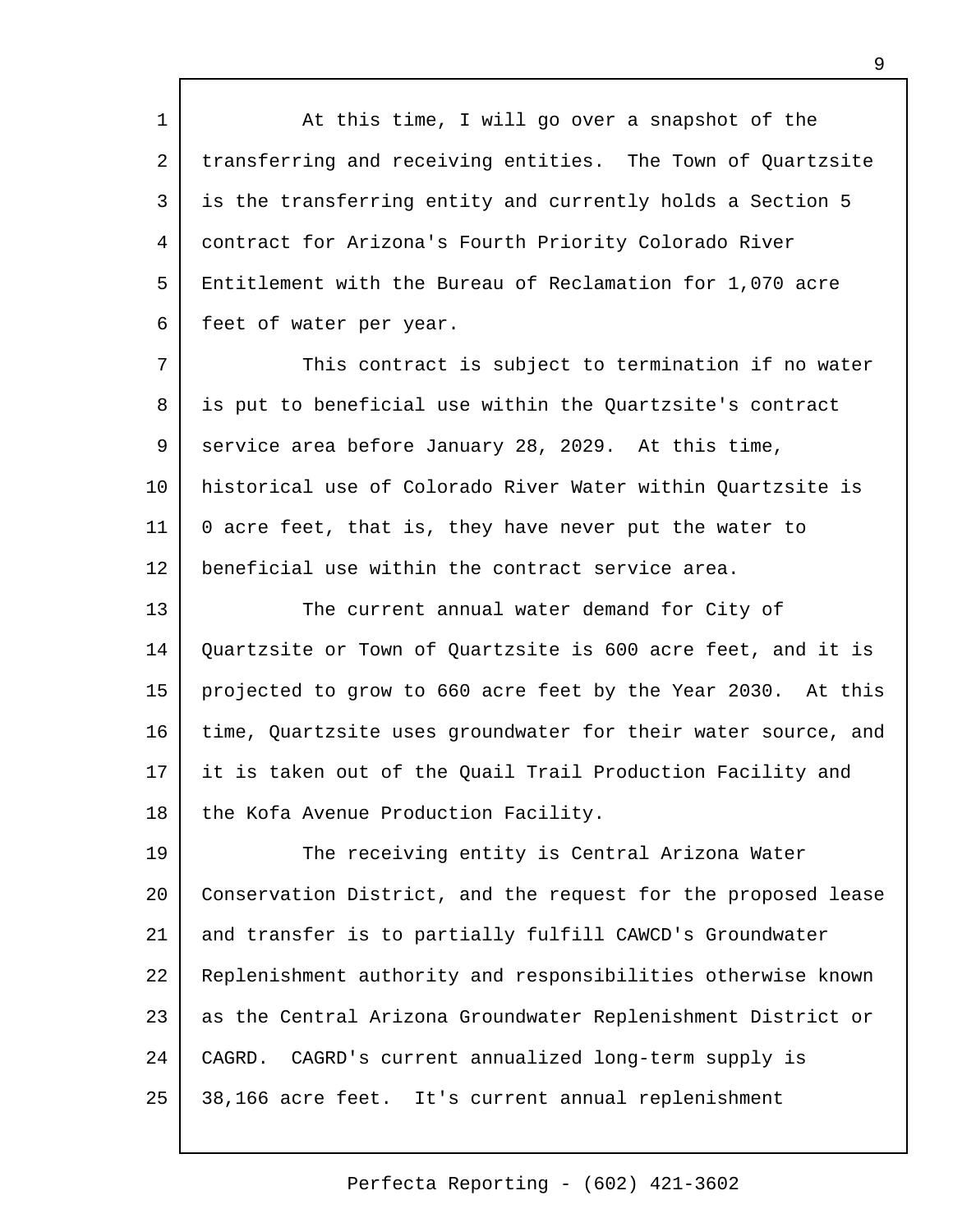At this time, I will go over a snapshot of the transferring and receiving entities. The Town of Quartzsite is the transferring entity and currently holds a Section 5 contract for Arizona's Fourth Priority Colorado River Entitlement with the Bureau of Reclamation for 1,070 acre feet of water per year.

This contract is subject to termination if no water is put to beneficial use within the Quartzsite's contract service area before January 28, 2029. At this time, historical use of Colorado River Water within Quartzsite is 0 acre feet, that is, they have never put the water to beneficial use within the contract service area.

The current annual water demand for City of Quartzsite or Town of Quartzsite is 600 acre feet, and it is projected to grow to 660 acre feet by the Year 2030. At this time, Quartzsite uses groundwater for their water source, and it is taken out of the Quail Trail Production Facility and the Kofa Avenue Production Facility.

The receiving entity is Central Arizona Water Conservation District, and the request for the proposed lease and transfer is to partially fulfill CAWCD's Groundwater Replenishment authority and responsibilities otherwise known as the Central Arizona Groundwater Replenishment District or CAGRD. CAGRD's current annualized long-term supply is 38,166 acre feet. It's current annual replenishment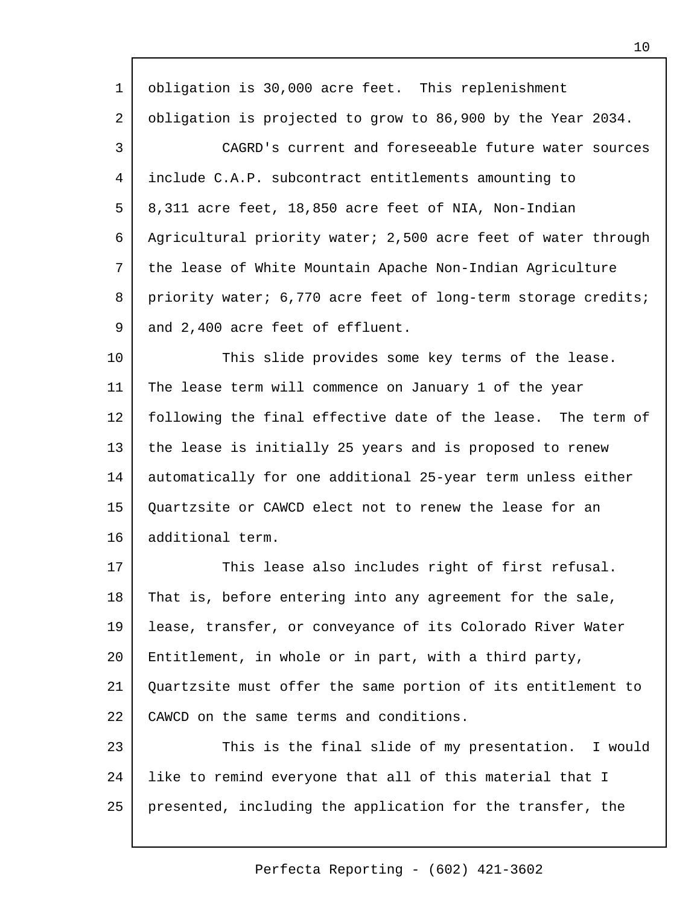obligation is 30,000 acre feet. This replenishment obligation is projected to grow to 86,900 by the Year 2034.

CAGRD's current and foreseeable future water sources include C.A.P. subcontract entitlements amounting to 8,311 acre feet, 18,850 acre feet of NIA, Non-Indian Agricultural priority water; 2,500 acre feet of water through the lease of White Mountain Apache Non-Indian Agriculture priority water; 6,770 acre feet of long-term storage credits; and 2,400 acre feet of effluent.

This slide provides some key terms of the lease. The lease term will commence on January 1 of the year following the final effective date of the lease. The term of the lease is initially 25 years and is proposed to renew automatically for one additional 25-year term unless either Quartzsite or CAWCD elect not to renew the lease for an additional term.

This lease also includes right of first refusal. That is, before entering into any agreement for the sale, lease, transfer, or conveyance of its Colorado River Water Entitlement, in whole or in part, with a third party, Quartzsite must offer the same portion of its entitlement to CAWCD on the same terms and conditions.

This is the final slide of my presentation. I would like to remind everyone that all of this material that I presented, including the application for the transfer, the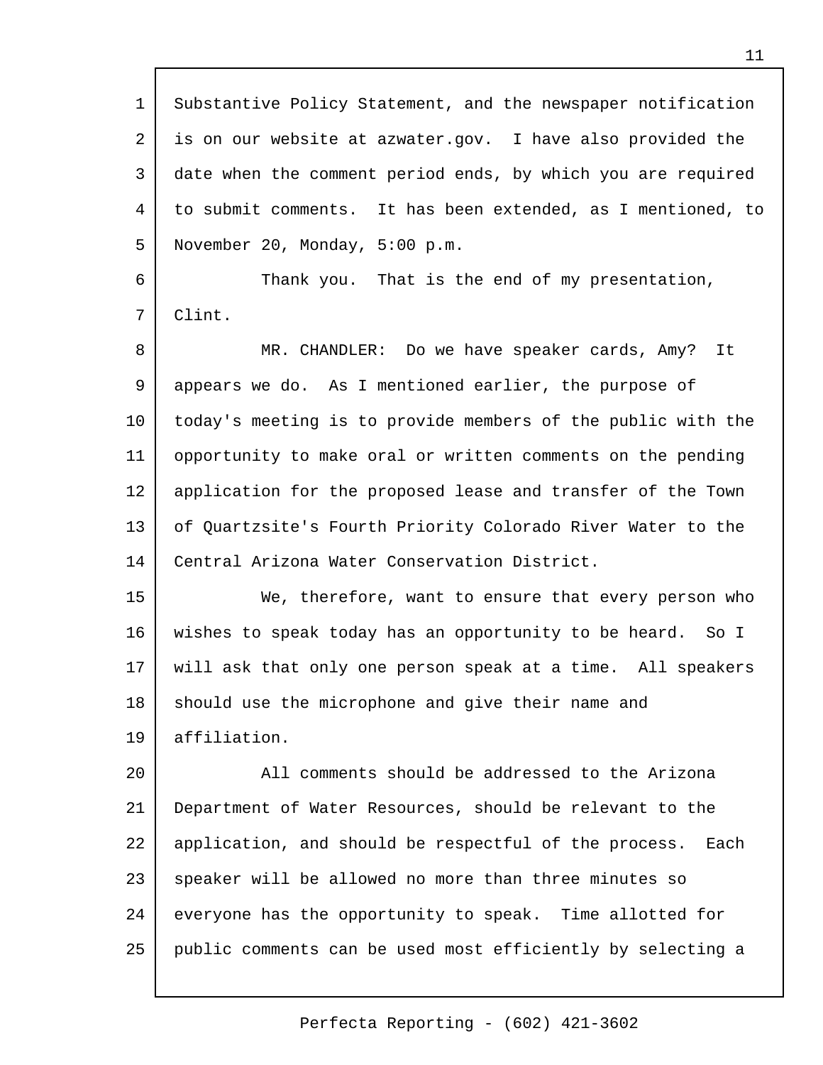Substantive Policy Statement, and the newspaper notification is on our website at azwater.gov. I have also provided the date when the comment period ends, by which you are required to submit comments. It has been extended, as I mentioned, to November 20, Monday, 5:00 p.m.

Thank you. That is the end of my presentation, Clint.

MR. CHANDLER: Do we have speaker cards, Amy? It appears we do. As I mentioned earlier, the purpose of today's meeting is to provide members of the public with the opportunity to make oral or written comments on the pending application for the proposed lease and transfer of the Town of Quartzsite's Fourth Priority Colorado River Water to the Central Arizona Water Conservation District.

We, therefore, want to ensure that every person who wishes to speak today has an opportunity to be heard. So I will ask that only one person speak at a time. All speakers should use the microphone and give their name and affiliation.

All comments should be addressed to the Arizona Department of Water Resources, should be relevant to the application, and should be respectful of the process. Each speaker will be allowed no more than three minutes so everyone has the opportunity to speak. Time allotted for public comments can be used most efficiently by selecting a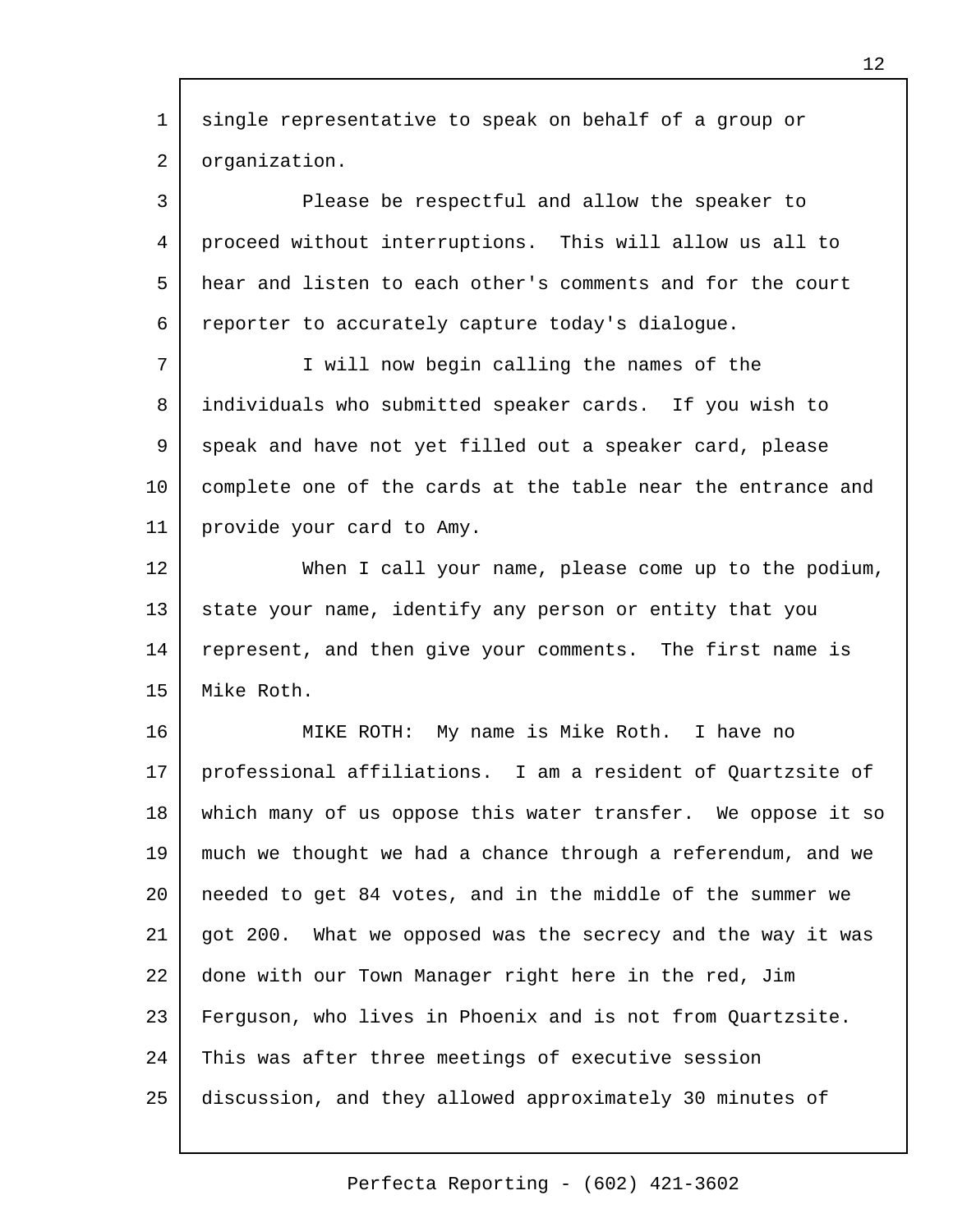single representative to speak on behalf of a group or organization.

Please be respectful and allow the speaker to proceed without interruptions. This will allow us all to hear and listen to each other's comments and for the court reporter to accurately capture today's dialogue.

I will now begin calling the names of the individuals who submitted speaker cards. If you wish to speak and have not yet filled out a speaker card, please complete one of the cards at the table near the entrance and provide your card to Amy.

When I call your name, please come up to the podium, state your name, identify any person or entity that you represent, and then give your comments. The first name is Mike Roth.

MIKE ROTH: My name is Mike Roth. I have no professional affiliations. I am a resident of Quartzsite of which many of us oppose this water transfer. We oppose it so much we thought we had a chance through a referendum, and we needed to get 84 votes, and in the middle of the summer we got 200. What we opposed was the secrecy and the way it was done with our Town Manager right here in the red, Jim Ferguson, who lives in Phoenix and is not from Quartzsite. This was after three meetings of executive session discussion, and they allowed approximately 30 minutes of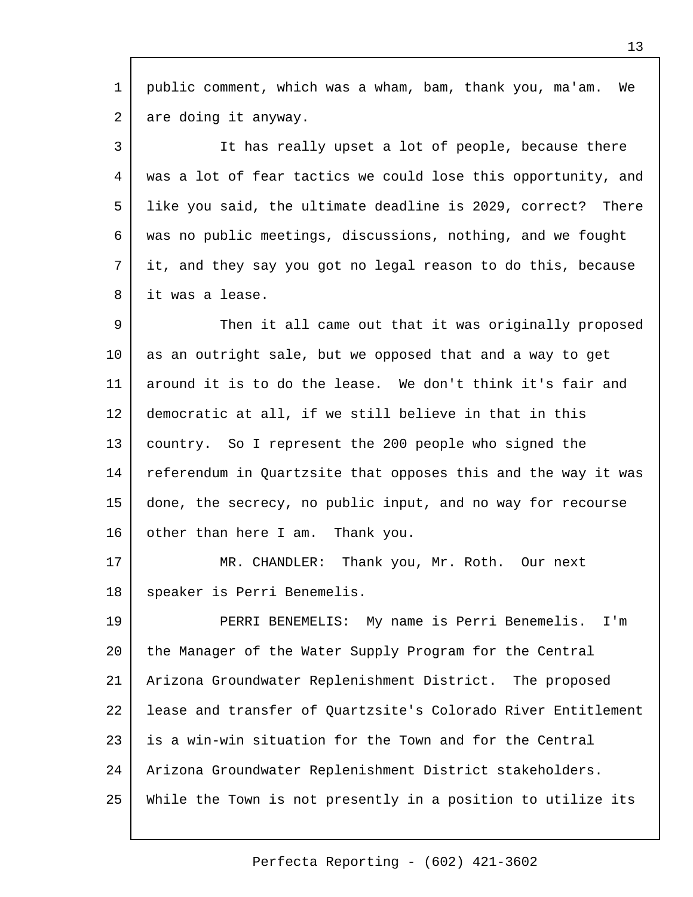public comment, which was a wham, bam, thank you, ma'am. We are doing it anyway.

It has really upset a lot of people, because there was a lot of fear tactics we could lose this opportunity, and like you said, the ultimate deadline is 2029, correct? There was no public meetings, discussions, nothing, and we fought it, and they say you got no legal reason to do this, because it was a lease.

Then it all came out that it was originally proposed as an outright sale, but we opposed that and a way to get around it is to do the lease. We don't think it's fair and democratic at all, if we still believe in that in this country. So I represent the 200 people who signed the referendum in Quartzsite that opposes this and the way it was done, the secrecy, no public input, and no way for recourse other than here I am. Thank you.

MR. CHANDLER: Thank you, Mr. Roth. Our next speaker is Perri Benemelis.

PERRI BENEMELIS: My name is Perri Benemelis. I'm the Manager of the Water Supply Program for the Central Arizona Groundwater Replenishment District. The proposed lease and transfer of Quartzsite's Colorado River Entitlement is a win-win situation for the Town and for the Central Arizona Groundwater Replenishment District stakeholders. While the Town is not presently in a position to utilize its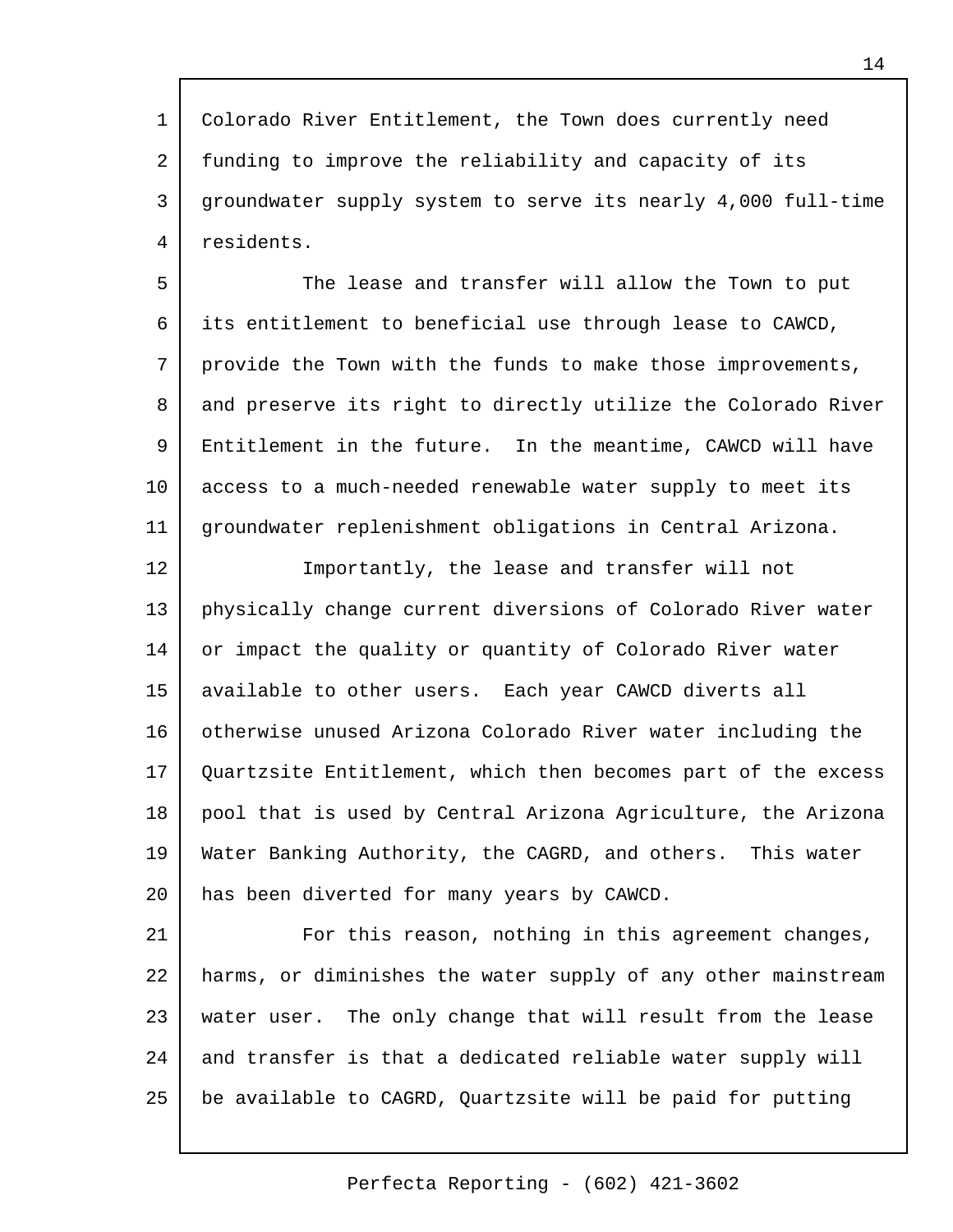Colorado River Entitlement, the Town does currently need funding to improve the reliability and capacity of its groundwater supply system to serve its nearly 4,000 full-time residents.

The lease and transfer will allow the Town to put its entitlement to beneficial use through lease to CAWCD, provide the Town with the funds to make those improvements, and preserve its right to directly utilize the Colorado River Entitlement in the future. In the meantime, CAWCD will have access to a much-needed renewable water supply to meet its groundwater replenishment obligations in Central Arizona.

Importantly, the lease and transfer will not physically change current diversions of Colorado River water or impact the quality or quantity of Colorado River water available to other users. Each year CAWCD diverts all otherwise unused Arizona Colorado River water including the Quartzsite Entitlement, which then becomes part of the excess pool that is used by Central Arizona Agriculture, the Arizona Water Banking Authority, the CAGRD, and others. This water has been diverted for many years by CAWCD.

For this reason, nothing in this agreement changes, harms, or diminishes the water supply of any other mainstream water user. The only change that will result from the lease and transfer is that a dedicated reliable water supply will be available to CAGRD, Quartzsite will be paid for putting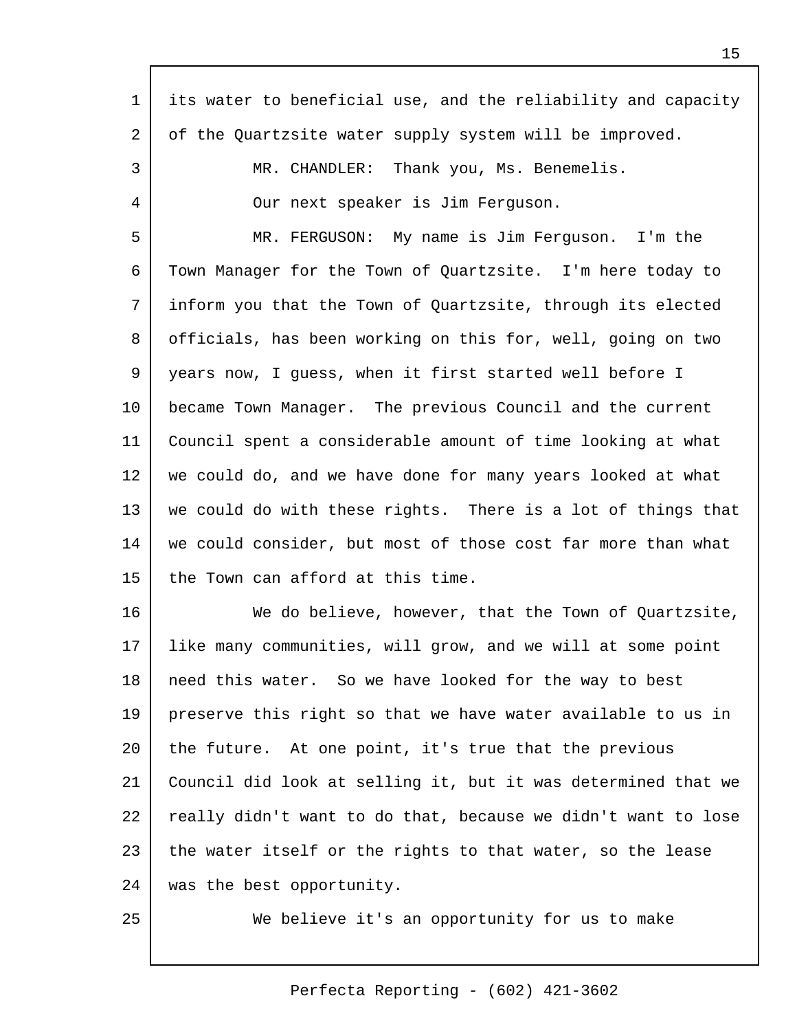its water to beneficial use, and the reliability and capacity of the Quartzsite water supply system will be improved.

MR. CHANDLER: Thank you, Ms. Benemelis.

Our next speaker is Jim Ferguson.

MR. FERGUSON: My name is Jim Ferguson. I'm the Town Manager for the Town of Quartzsite. I'm here today to inform you that the Town of Quartzsite, through its elected officials, has been working on this for, well, going on two years now, I guess, when it first started well before I became Town Manager. The previous Council and the current Council spent a considerable amount of time looking at what we could do, and we have done for many years looked at what we could do with these rights. There is a lot of things that we could consider, but most of those cost far more than what the Town can afford at this time.

We do believe, however, that the Town of Quartzsite, like many communities, will grow, and we will at some point need this water. So we have looked for the way to best preserve this right so that we have water available to us in the future. At one point, it's true that the previous Council did look at selling it, but it was determined that we really didn't want to do that, because we didn't want to lose the water itself or the rights to that water, so the lease was the best opportunity.

We believe it's an opportunity for us to make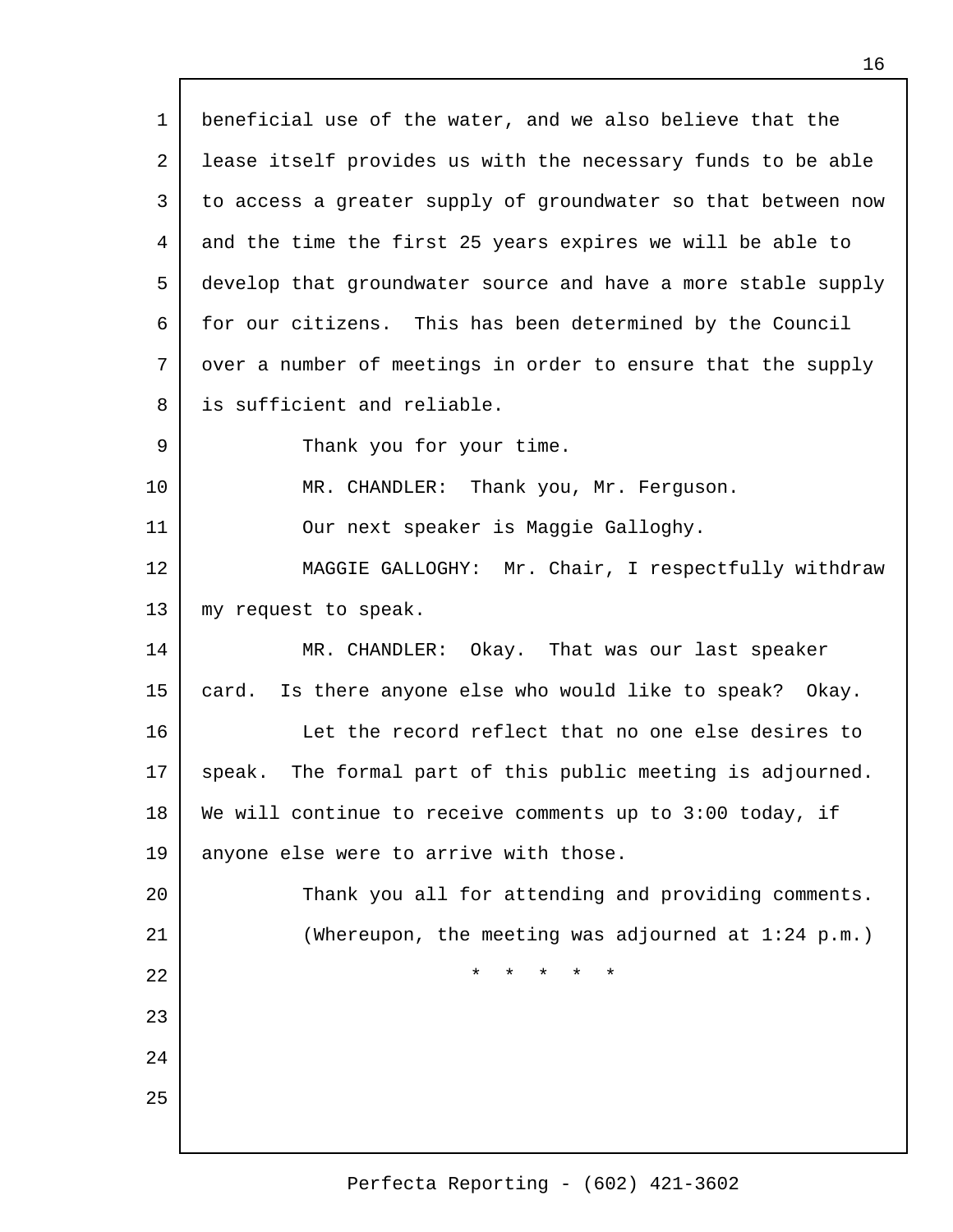beneficial use of the water, and we also believe that the lease itself provides us with the necessary funds to be able to access a greater supply of groundwater so that between now and the time the first 25 years expires we will be able to develop that groundwater source and have a more stable supply for our citizens. This has been determined by the Council over a number of meetings in order to ensure that the supply is sufficient and reliable.

Thank you for your time.

MR. CHANDLER: Thank you, Mr. Ferguson.

Our next speaker is Maggie Galloghy.

MAGGIE GALLOGHY: Mr. Chair, I respectfully withdraw my request to speak.

MR. CHANDLER: Okay. That was our last speaker card. Is there anyone else who would like to speak? Okay.

Let the record reflect that no one else desires to speak. The formal part of this public meeting is adjourned. We will continue to receive comments up to 3:00 today, if anyone else were to arrive with those.

Thank you all for attending and providing comments.

(Whereupon, the meeting was adjourned at 1:24 p.m.)

* * * * *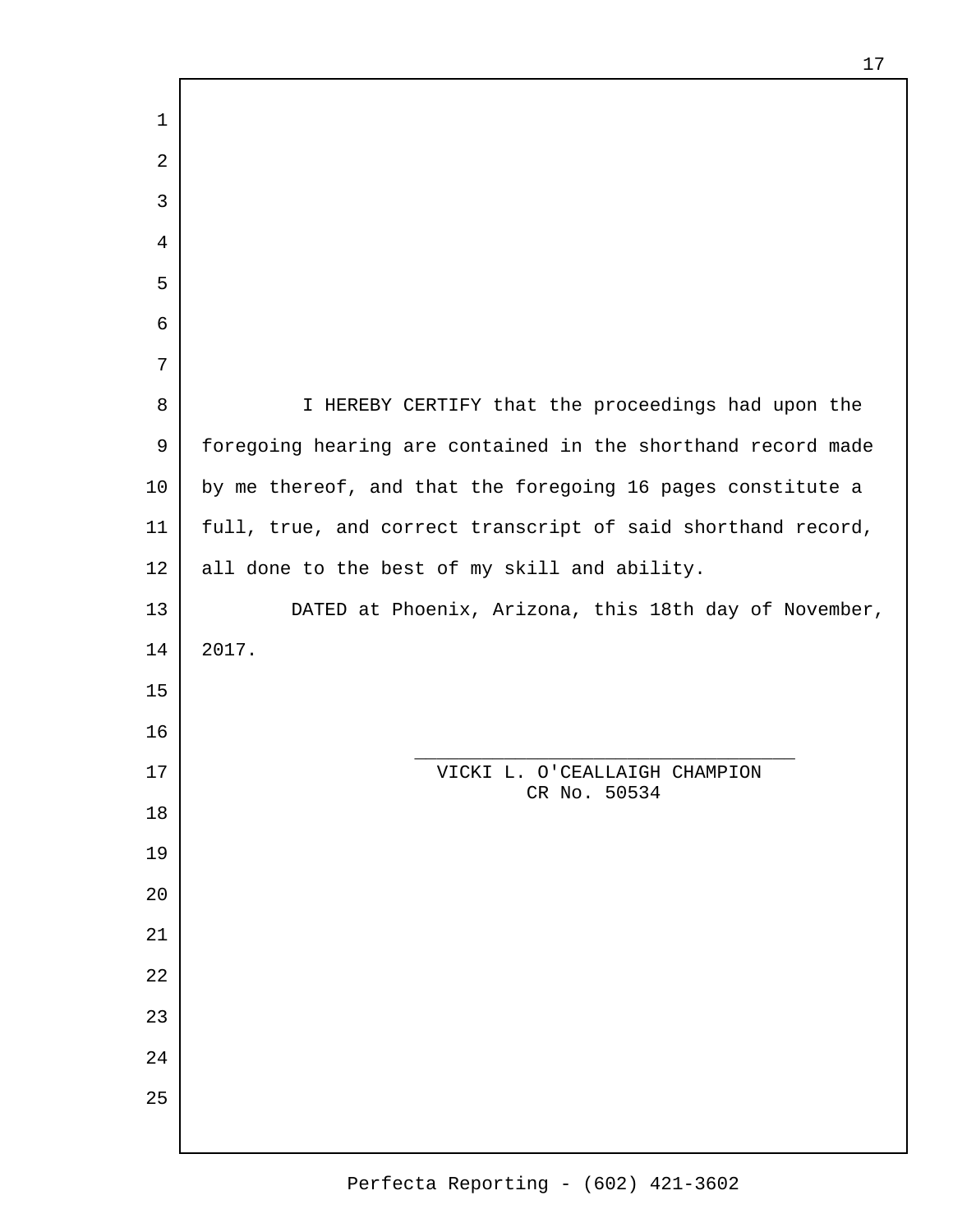I HEREBY CERTIFY that the proceedings had upon the foregoing hearing are contained in the shorthand record made by me thereof, and that the foregoing 16 pages constitute a full, true, and correct transcript of said shorthand record, all done to the best of my skill and ability.

DATED at Phoenix, Arizona, this 18th day of November, 2017.

\_\_\_\_\_\_\_\_\_\_\_\_\_\_\_\_\_\_\_\_\_\_\_\_\_\_\_\_\_\_\_\_\_\_

VICKI L. O'CEALLAIGH CHAMPION
CR No. 50534

Perfecta Reporting - (602) 421-3602